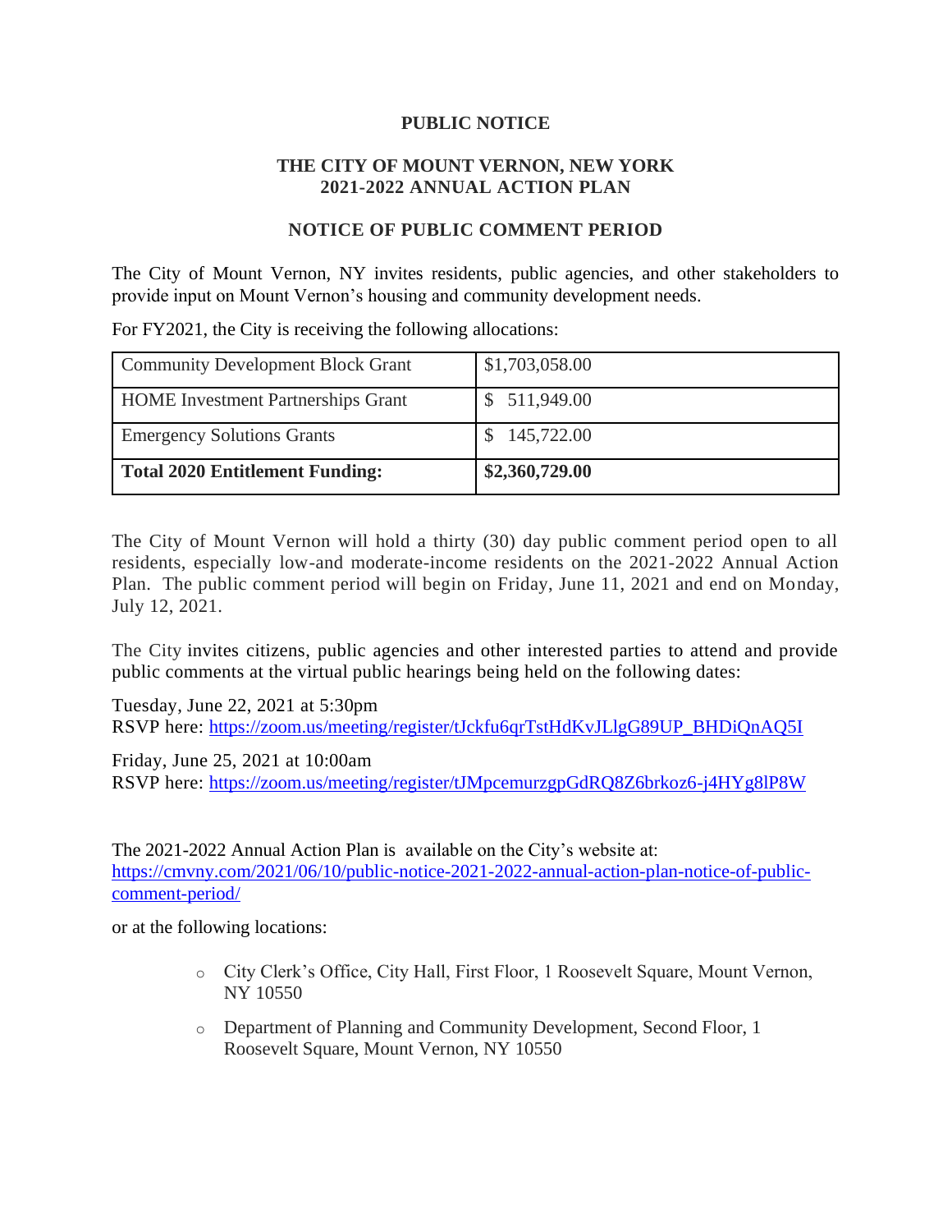**PUBLIC NOTICE**

**THE CITY OF MOUNT VERNON, NEW YORK**
**2021-2022 ANNUAL ACTION PLAN**

**NOTICE OF PUBLIC COMMENT PERIOD**

The City of Mount Vernon, NY invites residents, public agencies, and other stakeholders to provide input on Mount Vernon's housing and community development needs.

For FY2021, the City is receiving the following allocations:

| Community Development Block Grant | $1,703,058.00 |
|---|---|
| HOME Investment Partnerships Grant | $ 511,949.00 |
| Emergency Solutions Grants | $ 145,722.00 |
| **Total 2020 Entitlement Funding:** | **$2,360,729.00** |

The City of Mount Vernon will hold a thirty (30) day public comment period open to all residents, especially low-and moderate-income residents on the 2021-2022 Annual Action Plan. The public comment period will begin on Friday, June 11, 2021 and end on Monday, July 12, 2021.

The City invites citizens, public agencies and other interested parties to attend and provide public comments at the virtual public hearings being held on the following dates:

Tuesday, June 22, 2021 at 5:30pm
RSVP here: https://zoom.us/meeting/register/tJckfu6qrTstHdKvJLlgG89UP_BHDiQnAQ5I

Friday, June 25, 2021 at 10:00am
RSVP here: https://zoom.us/meeting/register/tJMpcemurzgpGdRQ8Z6brkoz6-j4HYg8lP8W

The 2021-2022 Annual Action Plan is available on the City's website at:
https://cmvny.com/2021/06/10/public-notice-2021-2022-annual-action-plan-notice-of-public-comment-period/

or at the following locations:

- City Clerk's Office, City Hall, First Floor, 1 Roosevelt Square, Mount Vernon, NY 10550
- Department of Planning and Community Development, Second Floor, 1 Roosevelt Square, Mount Vernon, NY 10550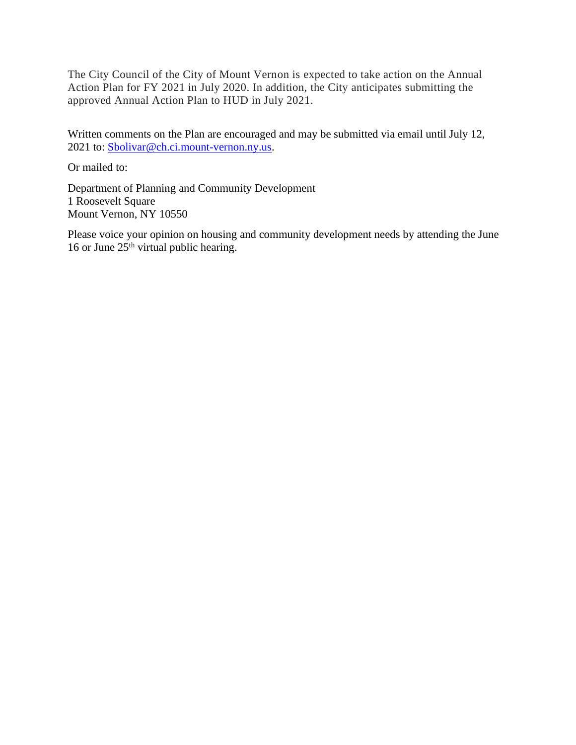The City Council of the City of Mount Vernon is expected to take action on the Annual Action Plan for FY 2021 in July 2020. In addition, the City anticipates submitting the approved Annual Action Plan to HUD in July 2021.

Written comments on the Plan are encouraged and may be submitted via email until July 12, 2021 to: Sbolivar@ch.ci.mount-vernon.ny.us.

Or mailed to:

Department of Planning and Community Development
1 Roosevelt Square
Mount Vernon, NY 10550

Please voice your opinion on housing and community development needs by attending the June 16 or June 25th virtual public hearing.